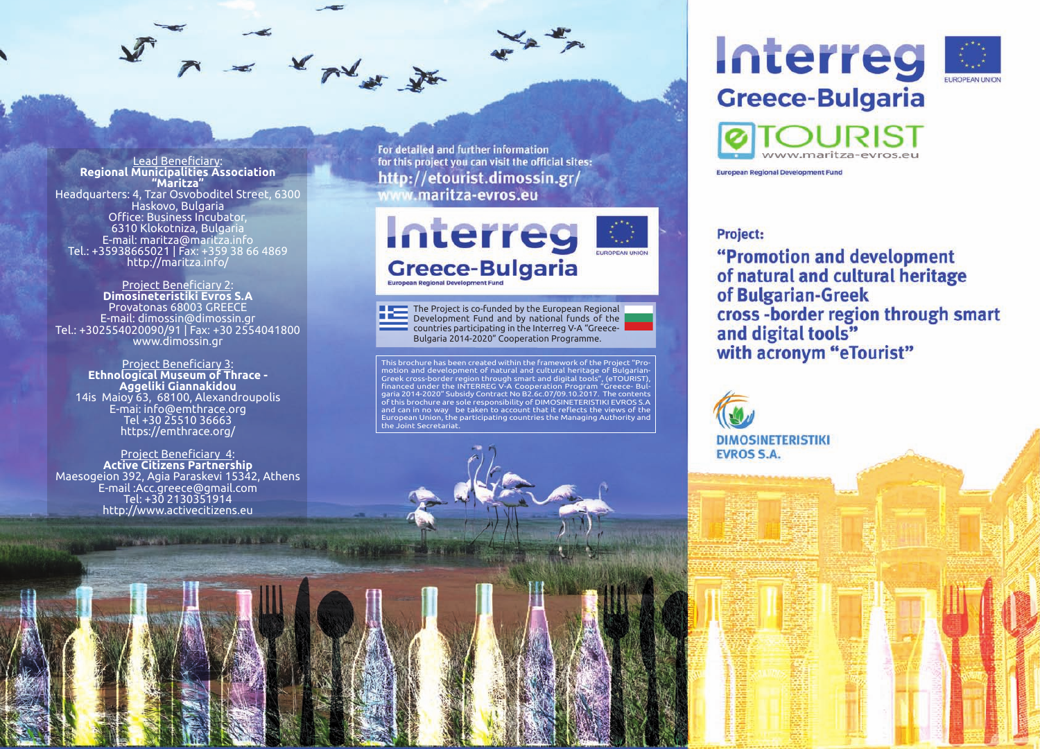Lead Beneficiary:
**Regional Municipalities Association "Maritza"**
Headquarters: 4, Tzar Osvoboditel Street, 6300 Haskovo, Bulgaria
Office: Business Incubator, 6310 Klokotniza, Bulgaria
E-mail: maritza@maritza.info
Tel.: +35938665021 | Fax: +359 38 66 4869
http://maritza.info/

Project Beneficiary 2:
**Dimosineteristiki Evros S.A**
Provatonas 68003 GREECE
E-mail: dimossin@dimossin.gr
Tel.: +302554020090/91 | Fax: +30 2554041800
www.dimossin.gr

Project Beneficiary 3:
**Ethnological Museum of Thrace - Aggeliki Giannakidou**
14is Maioy 63, 68100, Alexandroupolis
E-mai: info@emthrace.org
Tel +30 25510 36663
https://emthrace.org/

Project Beneficiary 4:
**Active Citizens Partnership**
Maesogeion 392, Agia Paraskevi 15342, Athens
E-mail :Acc.greece@gmail.com
Tel: +30 2130351914
http://www.activecitizens.eu

**For detailed and further information for this project you can visit the official sites:**
**http://etourist.dimossin.gr/**
**www.maritza-evros.eu**

**Interreg** EUROPEAN UNION
**Greece-Bulgaria**
European Regional Development Fund

The Project is co-funded by the European Regional Development Fund and by national funds of the countries participating in the Interreg V-A "Greece-Bulgaria 2014-2020" Cooperation Programme.

This brochure has been created within the framework of the Project "Promotion and development of natural and cultural heritage of Bulgarian-Greek cross-border region through smart and digital tools", (eTOURIST), financed under the INTERREG V-A Cooperation Program "Greece- Bulgaria 2014-2020" Subsidy Contract No B2.6c.07/09.10.2017. The contents of this brochure are sole responsibility of DIMOSINETERISTIKI EVROS S.A and can in no way be taken to account that it reflects the views of the European Union, the participating countries the Managing Authority and the Joint Secretariat.

# Interreg Greece-Bulgaria

EUROPEAN UNION

**eTOURIST**
www.maritza-evros.eu

European Regional Development Fund

## Project:

## "Promotion and development of natural and cultural heritage of Bulgarian-Greek cross -border region through smart and digital tools" with acronym "eTourist"

**DIMOSINETERISTIKI EVROS S.A.**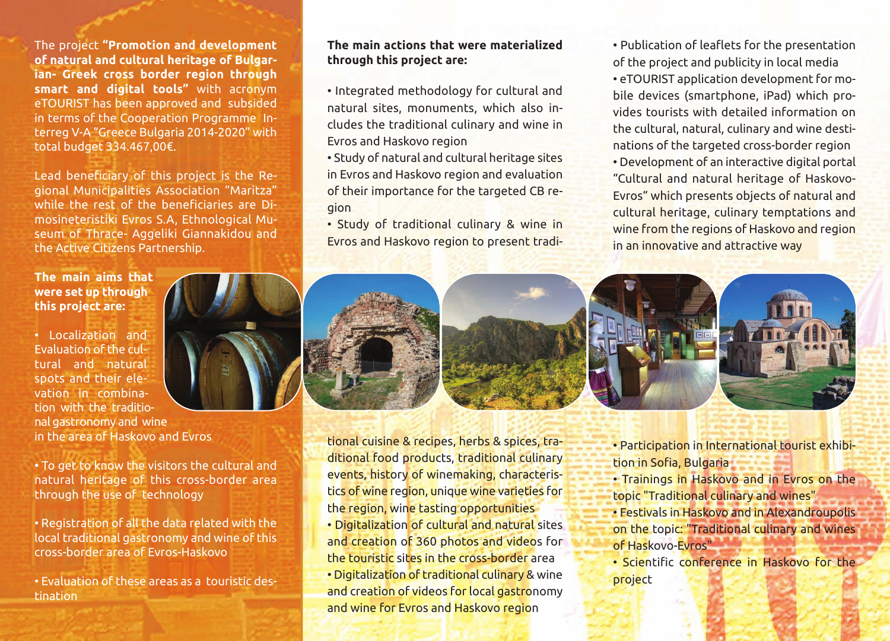The project **"Promotion and development of natural and cultural heritage of Bulgarian- Greek cross border region through smart and digital tools"** with acronym eTOURIST has been approved and subsided in terms of the Cooperation Programme Interreg V-A "Greece Bulgaria 2014-2020" with total budget 334.467,00€.

Lead beneficiary of this project is the Regional Municipalities Association "Maritza" while the rest of the beneficiaries are Dimosineteristiki Evros S.A, Ethnological Museum of Thrace- Aggeliki Giannakidou and the Active Citizens Partnership.

**The main aims that were set up through this project are:**

- Localization and Evaluation of the cultural and natural spots and their elevation in combination with the traditional gastronomy and wine in the area of Haskovo and Evros
- To get to know the visitors the cultural and natural heritage of this cross-border area through the use of technology
- Registration of all the data related with the local traditional gastronomy and wine of this cross-border area of Evros-Haskovo
- Evaluation of these areas as a touristic destination

**The main actions that were materialized through this project are:**

- Integrated methodology for cultural and natural sites, monuments, which also includes the traditional culinary and wine in Evros and Haskovo region
- Study of natural and cultural heritage sites in Evros and Haskovo region and evaluation of their importance for the targeted CB region
- Study of traditional culinary & wine in Evros and Haskovo region to present traditional cuisine & recipes, herbs & spices, traditional food products, traditional culinary events, history of winemaking, characteristics of wine region, unique wine varieties for the region, wine tasting opportunities
- Digitalization of cultural and natural sites and creation of 360 photos and videos for the touristic sites in the cross-border area
- Digitalization of traditional culinary & wine and creation of videos for local gastronomy and wine for Evros and Haskovo region
- Publication of leaflets for the presentation of the project and publicity in local media
- eTOURIST application development for mobile devices (smartphone, iPad) which provides tourists with detailed information on the cultural, natural, culinary and wine destinations of the targeted cross-border region
- Development of an interactive digital portal "Cultural and natural heritage of Haskovo-Evros" which presents objects of natural and cultural heritage, culinary temptations and wine from the regions of Haskovo and region in an innovative and attractive way
- Participation in International tourist exhibition in Sofia, Bulgaria
- Trainings in Haskovo and in Evros on the topic "Traditional culinary and wines"
- Festivals in Haskovo and in Alexandroupolis on the topic: "Traditional culinary and wines of Haskovo-Evros"
- Scientific conference in Haskovo for the project